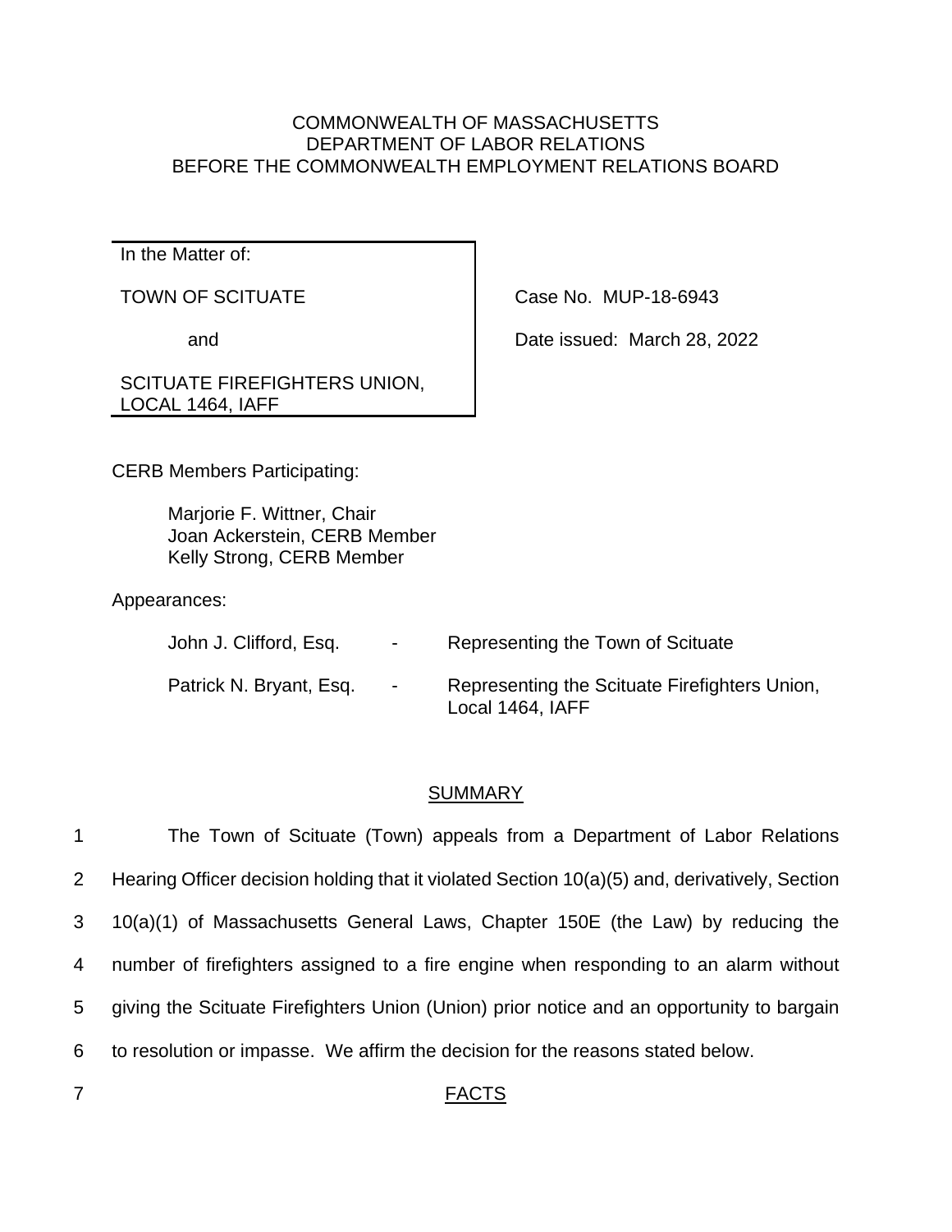COMMONWEALTH OF MASSACHUSETTS
DEPARTMENT OF LABOR RELATIONS
BEFORE THE COMMONWEALTH EMPLOYMENT RELATIONS BOARD

| In the Matter of: | |
|---|---|
| TOWN OF SCITUATE | Case No. MUP-18-6943 |
| and | Date issued: March 28, 2022 |
| SCITUATE FIREFIGHTERS UNION, LOCAL 1464, IAFF | |

CERB Members Participating:

Marjorie F. Wittner, Chair
Joan Ackerstein, CERB Member
Kelly Strong, CERB Member

Appearances:

| | | |
|---|---|---|
| John J. Clifford, Esq. | - | Representing the Town of Scituate |
| Patrick N. Bryant, Esq. | - | Representing the Scituate Firefighters Union, Local 1464, IAFF |

## SUMMARY

1 The Town of Scituate (Town) appeals from a Department of Labor Relations
2 Hearing Officer decision holding that it violated Section 10(a)(5) and, derivatively, Section
3 10(a)(1) of Massachusetts General Laws, Chapter 150E (the Law) by reducing the
4 number of firefighters assigned to a fire engine when responding to an alarm without
5 giving the Scituate Firefighters Union (Union) prior notice and an opportunity to bargain
6 to resolution or impasse. We affirm the decision for the reasons stated below.

7 ## FACTS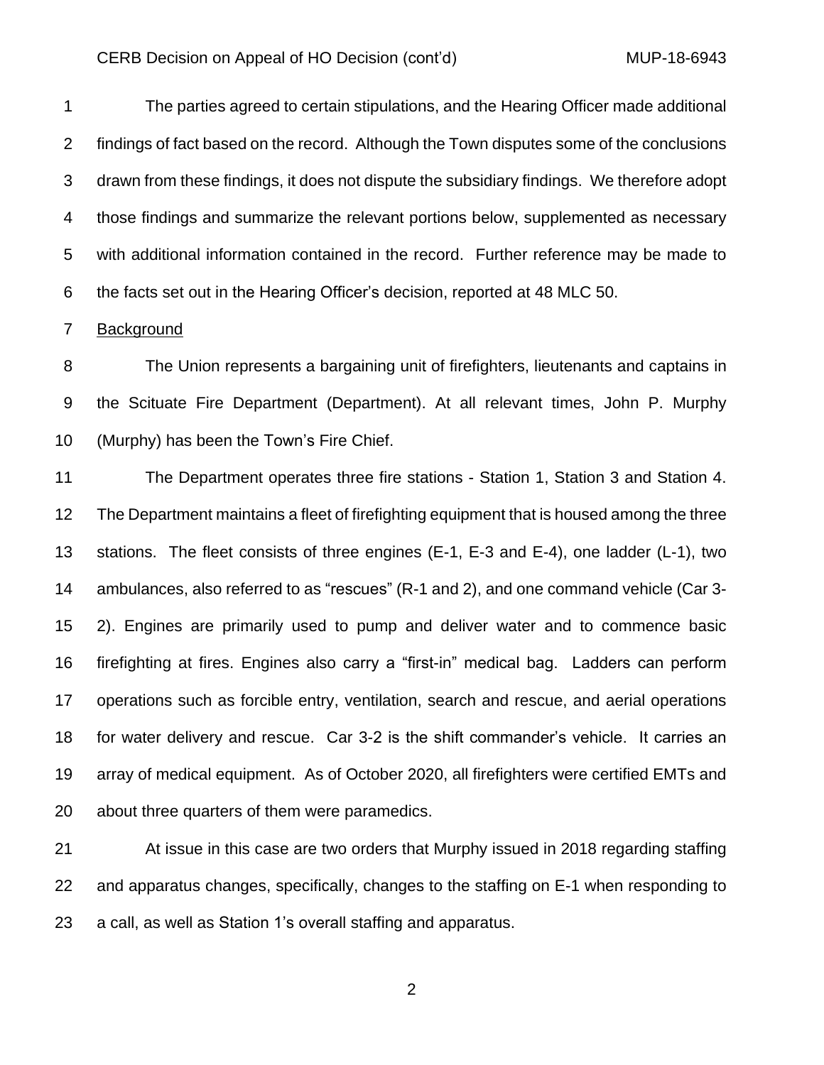The parties agreed to certain stipulations, and the Hearing Officer made additional findings of fact based on the record. Although the Town disputes some of the conclusions drawn from these findings, it does not dispute the subsidiary findings. We therefore adopt those findings and summarize the relevant portions below, supplemented as necessary with additional information contained in the record. Further reference may be made to the facts set out in the Hearing Officer's decision, reported at 48 MLC 50.

Background

The Union represents a bargaining unit of firefighters, lieutenants and captains in the Scituate Fire Department (Department). At all relevant times, John P. Murphy (Murphy) has been the Town's Fire Chief.

The Department operates three fire stations - Station 1, Station 3 and Station 4. The Department maintains a fleet of firefighting equipment that is housed among the three stations. The fleet consists of three engines (E-1, E-3 and E-4), one ladder (L-1), two ambulances, also referred to as "rescues" (R-1 and 2), and one command vehicle (Car 3-2). Engines are primarily used to pump and deliver water and to commence basic firefighting at fires. Engines also carry a "first-in" medical bag. Ladders can perform operations such as forcible entry, ventilation, search and rescue, and aerial operations for water delivery and rescue. Car 3-2 is the shift commander's vehicle. It carries an array of medical equipment. As of October 2020, all firefighters were certified EMTs and about three quarters of them were paramedics.

At issue in this case are two orders that Murphy issued in 2018 regarding staffing and apparatus changes, specifically, changes to the staffing on E-1 when responding to a call, as well as Station 1's overall staffing and apparatus.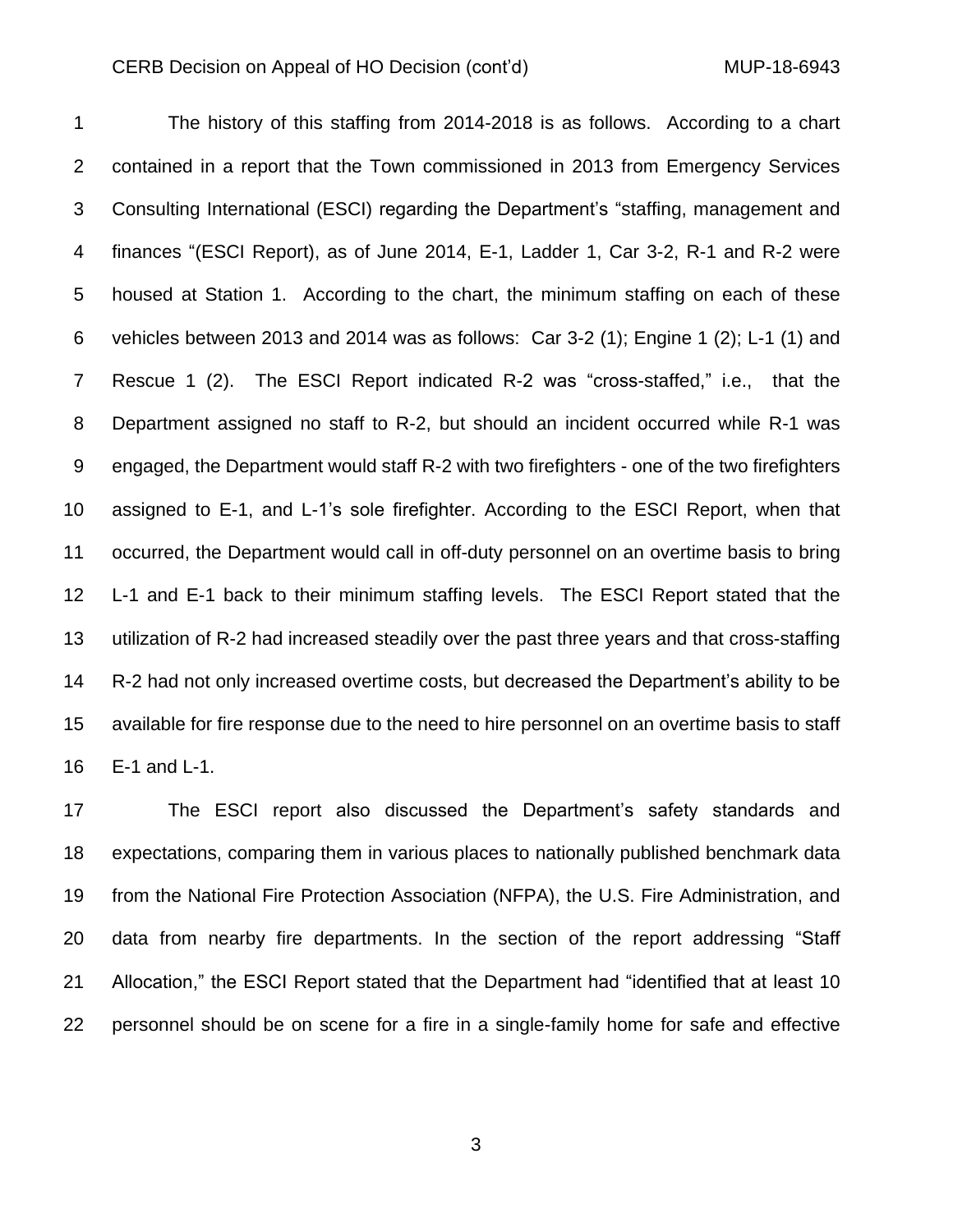The history of this staffing from 2014-2018 is as follows. According to a chart contained in a report that the Town commissioned in 2013 from Emergency Services Consulting International (ESCI) regarding the Department's "staffing, management and finances "(ESCI Report), as of June 2014, E-1, Ladder 1, Car 3-2, R-1 and R-2 were housed at Station 1. According to the chart, the minimum staffing on each of these vehicles between 2013 and 2014 was as follows: Car 3-2 (1); Engine 1 (2); L-1 (1) and Rescue 1 (2). The ESCI Report indicated R-2 was "cross-staffed," i.e., that the Department assigned no staff to R-2, but should an incident occurred while R-1 was engaged, the Department would staff R-2 with two firefighters - one of the two firefighters assigned to E-1, and L-1's sole firefighter. According to the ESCI Report, when that occurred, the Department would call in off-duty personnel on an overtime basis to bring L-1 and E-1 back to their minimum staffing levels. The ESCI Report stated that the utilization of R-2 had increased steadily over the past three years and that cross-staffing R-2 had not only increased overtime costs, but decreased the Department's ability to be available for fire response due to the need to hire personnel on an overtime basis to staff E-1 and L-1.

The ESCI report also discussed the Department's safety standards and expectations, comparing them in various places to nationally published benchmark data from the National Fire Protection Association (NFPA), the U.S. Fire Administration, and data from nearby fire departments. In the section of the report addressing "Staff Allocation," the ESCI Report stated that the Department had "identified that at least 10 personnel should be on scene for a fire in a single-family home for safe and effective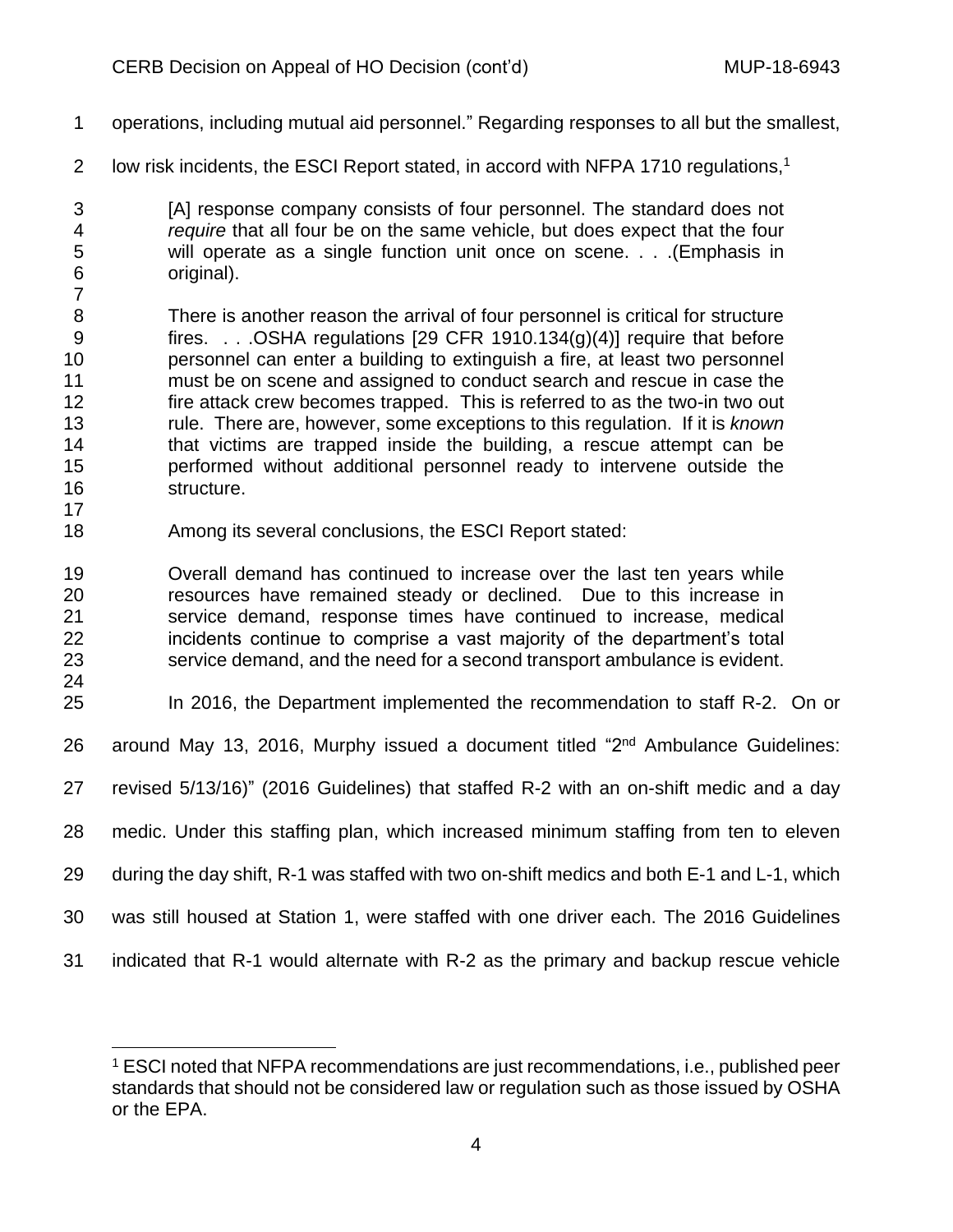operations, including mutual aid personnel." Regarding responses to all but the smallest, low risk incidents, the ESCI Report stated, in accord with NFPA 1710 regulations,[1]

> [A] response company consists of four personnel. The standard does not *require* that all four be on the same vehicle, but does expect that the four will operate as a single function unit once on scene. . . .(Emphasis in original).
>
> There is another reason the arrival of four personnel is critical for structure fires. . . .OSHA regulations [29 CFR 1910.134(g)(4)] require that before personnel can enter a building to extinguish a fire, at least two personnel must be on scene and assigned to conduct search and rescue in case the fire attack crew becomes trapped. This is referred to as the two-in two out rule. There are, however, some exceptions to this regulation. If it is *known* that victims are trapped inside the building, a rescue attempt can be performed without additional personnel ready to intervene outside the structure.

Among its several conclusions, the ESCI Report stated:

> Overall demand has continued to increase over the last ten years while resources have remained steady or declined. Due to this increase in service demand, response times have continued to increase, medical incidents continue to comprise a vast majority of the department's total service demand, and the need for a second transport ambulance is evident.

In 2016, the Department implemented the recommendation to staff R-2. On or around May 13, 2016, Murphy issued a document titled "2nd Ambulance Guidelines: revised 5/13/16)" (2016 Guidelines) that staffed R-2 with an on-shift medic and a day medic. Under this staffing plan, which increased minimum staffing from ten to eleven during the day shift, R-1 was staffed with two on-shift medics and both E-1 and L-1, which was still housed at Station 1, were staffed with one driver each. The 2016 Guidelines indicated that R-1 would alternate with R-2 as the primary and backup rescue vehicle

[1] ESCI noted that NFPA recommendations are just recommendations, i.e., published peer standards that should not be considered law or regulation such as those issued by OSHA or the EPA.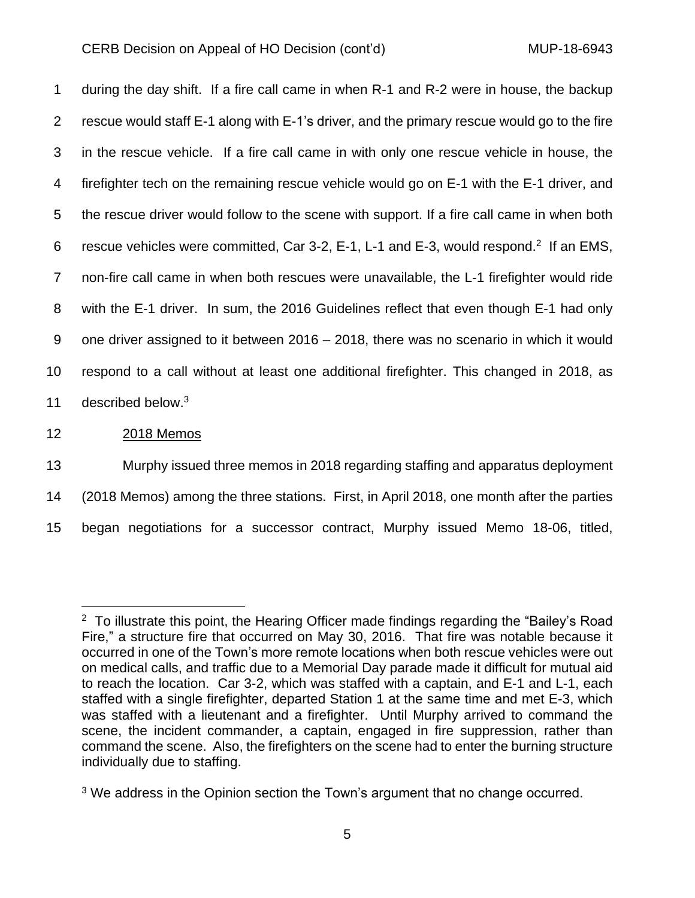during the day shift. If a fire call came in when R-1 and R-2 were in house, the backup rescue would staff E-1 along with E-1's driver, and the primary rescue would go to the fire in the rescue vehicle. If a fire call came in with only one rescue vehicle in house, the firefighter tech on the remaining rescue vehicle would go on E-1 with the E-1 driver, and the rescue driver would follow to the scene with support. If a fire call came in when both rescue vehicles were committed, Car 3-2, E-1, L-1 and E-3, would respond.[2] If an EMS, non-fire call came in when both rescues were unavailable, the L-1 firefighter would ride with the E-1 driver. In sum, the 2016 Guidelines reflect that even though E-1 had only one driver assigned to it between 2016 – 2018, there was no scenario in which it would respond to a call without at least one additional firefighter. This changed in 2018, as described below.[3]

<u>2018 Memos</u>

Murphy issued three memos in 2018 regarding staffing and apparatus deployment (2018 Memos) among the three stations. First, in April 2018, one month after the parties began negotiations for a successor contract, Murphy issued Memo 18-06, titled,

---

[2] To illustrate this point, the Hearing Officer made findings regarding the "Bailey's Road Fire," a structure fire that occurred on May 30, 2016. That fire was notable because it occurred in one of the Town's more remote locations when both rescue vehicles were out on medical calls, and traffic due to a Memorial Day parade made it difficult for mutual aid to reach the location. Car 3-2, which was staffed with a captain, and E-1 and L-1, each staffed with a single firefighter, departed Station 1 at the same time and met E-3, which was staffed with a lieutenant and a firefighter. Until Murphy arrived to command the scene, the incident commander, a captain, engaged in fire suppression, rather than command the scene. Also, the firefighters on the scene had to enter the burning structure individually due to staffing.

[3] We address in the Opinion section the Town's argument that no change occurred.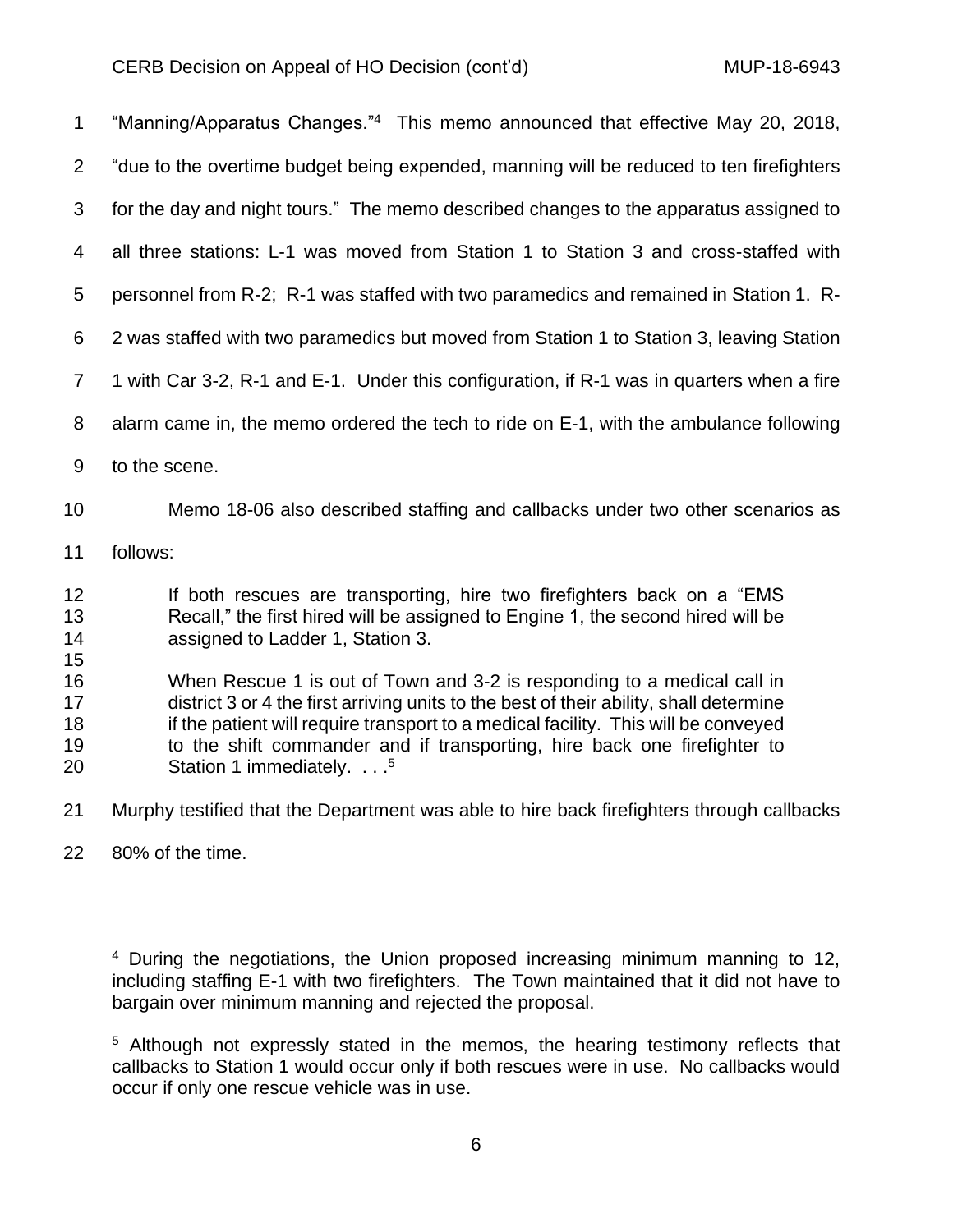"Manning/Apparatus Changes."[4] This memo announced that effective May 20, 2018, "due to the overtime budget being expended, manning will be reduced to ten firefighters for the day and night tours." The memo described changes to the apparatus assigned to all three stations: L-1 was moved from Station 1 to Station 3 and cross-staffed with personnel from R-2; R-1 was staffed with two paramedics and remained in Station 1. R-2 was staffed with two paramedics but moved from Station 1 to Station 3, leaving Station 1 with Car 3-2, R-1 and E-1. Under this configuration, if R-1 was in quarters when a fire alarm came in, the memo ordered the tech to ride on E-1, with the ambulance following to the scene.

Memo 18-06 also described staffing and callbacks under two other scenarios as follows:

> If both rescues are transporting, hire two firefighters back on a "EMS Recall," the first hired will be assigned to Engine 1, the second hired will be assigned to Ladder 1, Station 3.
>
> When Rescue 1 is out of Town and 3-2 is responding to a medical call in district 3 or 4 the first arriving units to the best of their ability, shall determine if the patient will require transport to a medical facility. This will be conveyed to the shift commander and if transporting, hire back one firefighter to Station 1 immediately. . . .[5]

Murphy testified that the Department was able to hire back firefighters through callbacks 80% of the time.

---

[4] During the negotiations, the Union proposed increasing minimum manning to 12, including staffing E-1 with two firefighters. The Town maintained that it did not have to bargain over minimum manning and rejected the proposal.

[5] Although not expressly stated in the memos, the hearing testimony reflects that callbacks to Station 1 would occur only if both rescues were in use. No callbacks would occur if only one rescue vehicle was in use.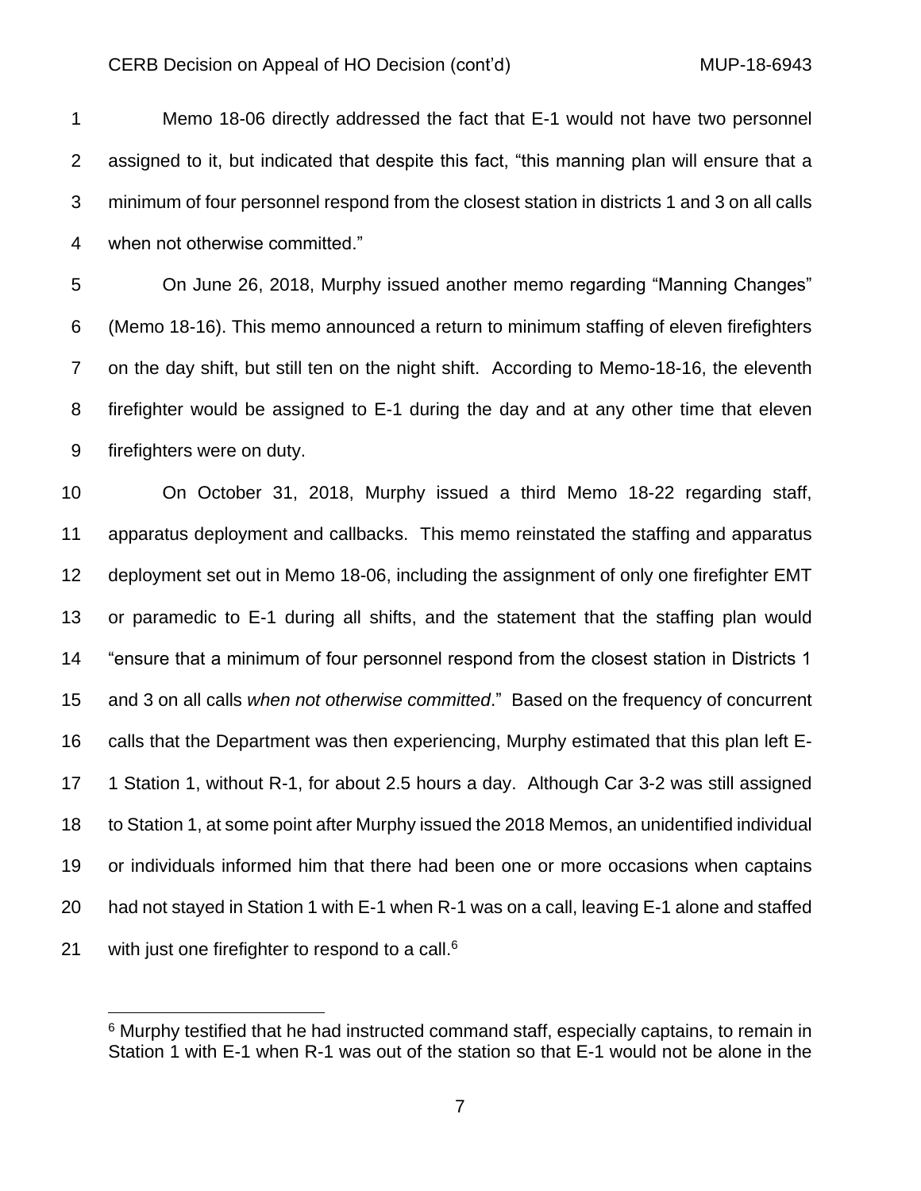Memo 18-06 directly addressed the fact that E-1 would not have two personnel assigned to it, but indicated that despite this fact, "this manning plan will ensure that a minimum of four personnel respond from the closest station in districts 1 and 3 on all calls when not otherwise committed."

On June 26, 2018, Murphy issued another memo regarding "Manning Changes" (Memo 18-16). This memo announced a return to minimum staffing of eleven firefighters on the day shift, but still ten on the night shift. According to Memo-18-16, the eleventh firefighter would be assigned to E-1 during the day and at any other time that eleven firefighters were on duty.

On October 31, 2018, Murphy issued a third Memo 18-22 regarding staff, apparatus deployment and callbacks. This memo reinstated the staffing and apparatus deployment set out in Memo 18-06, including the assignment of only one firefighter EMT or paramedic to E-1 during all shifts, and the statement that the staffing plan would "ensure that a minimum of four personnel respond from the closest station in Districts 1 and 3 on all calls *when not otherwise committed*." Based on the frequency of concurrent calls that the Department was then experiencing, Murphy estimated that this plan left E-1 Station 1, without R-1, for about 2.5 hours a day. Although Car 3-2 was still assigned to Station 1, at some point after Murphy issued the 2018 Memos, an unidentified individual or individuals informed him that there had been one or more occasions when captains had not stayed in Station 1 with E-1 when R-1 was on a call, leaving E-1 alone and staffed with just one firefighter to respond to a call.[6]

[6] Murphy testified that he had instructed command staff, especially captains, to remain in Station 1 with E-1 when R-1 was out of the station so that E-1 would not be alone in the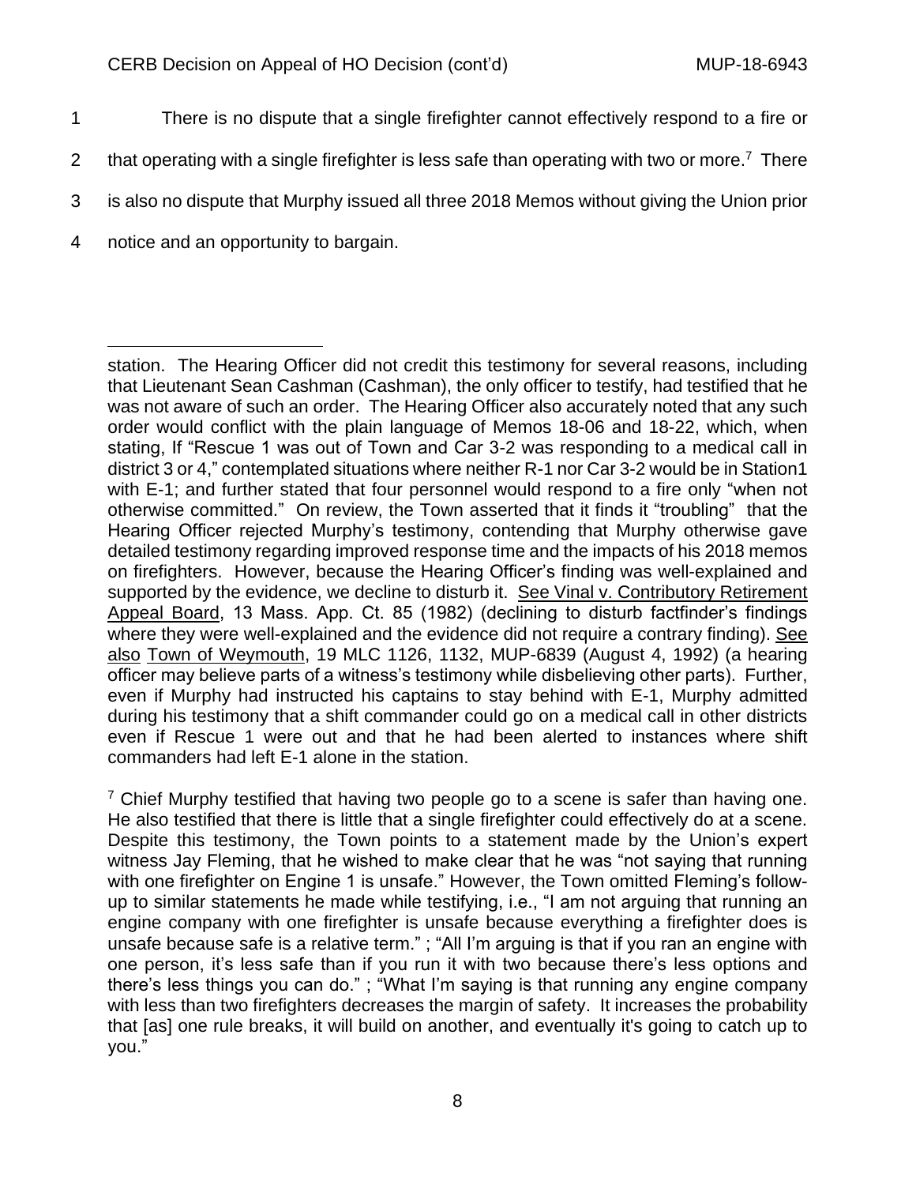There is no dispute that a single firefighter cannot effectively respond to a fire or that operating with a single firefighter is less safe than operating with two or more.[7] There is also no dispute that Murphy issued all three 2018 Memos without giving the Union prior notice and an opportunity to bargain.

---

station. The Hearing Officer did not credit this testimony for several reasons, including that Lieutenant Sean Cashman (Cashman), the only officer to testify, had testified that he was not aware of such an order. The Hearing Officer also accurately noted that any such order would conflict with the plain language of Memos 18-06 and 18-22, which, when stating, If "Rescue 1 was out of Town and Car 3-2 was responding to a medical call in district 3 or 4," contemplated situations where neither R-1 nor Car 3-2 would be in Station1 with E-1; and further stated that four personnel would respond to a fire only "when not otherwise committed." On review, the Town asserted that it finds it "troubling" that the Hearing Officer rejected Murphy's testimony, contending that Murphy otherwise gave detailed testimony regarding improved response time and the impacts of his 2018 memos on firefighters. However, because the Hearing Officer's finding was well-explained and supported by the evidence, we decline to disturb it. See Vinal v. Contributory Retirement Appeal Board, 13 Mass. App. Ct. 85 (1982) (declining to disturb factfinder's findings where they were well-explained and the evidence did not require a contrary finding). See also Town of Weymouth, 19 MLC 1126, 1132, MUP-6839 (August 4, 1992) (a hearing officer may believe parts of a witness's testimony while disbelieving other parts). Further, even if Murphy had instructed his captains to stay behind with E-1, Murphy admitted during his testimony that a shift commander could go on a medical call in other districts even if Rescue 1 were out and that he had been alerted to instances where shift commanders had left E-1 alone in the station.

[7] Chief Murphy testified that having two people go to a scene is safer than having one. He also testified that there is little that a single firefighter could effectively do at a scene. Despite this testimony, the Town points to a statement made by the Union's expert witness Jay Fleming, that he wished to make clear that he was "not saying that running with one firefighter on Engine 1 is unsafe." However, the Town omitted Fleming's follow-up to similar statements he made while testifying, i.e., "I am not arguing that running an engine company with one firefighter is unsafe because everything a firefighter does is unsafe because safe is a relative term." ; "All I'm arguing is that if you ran an engine with one person, it's less safe than if you run it with two because there's less options and there's less things you can do." ; "What I'm saying is that running any engine company with less than two firefighters decreases the margin of safety. It increases the probability that [as] one rule breaks, it will build on another, and eventually it's going to catch up to you."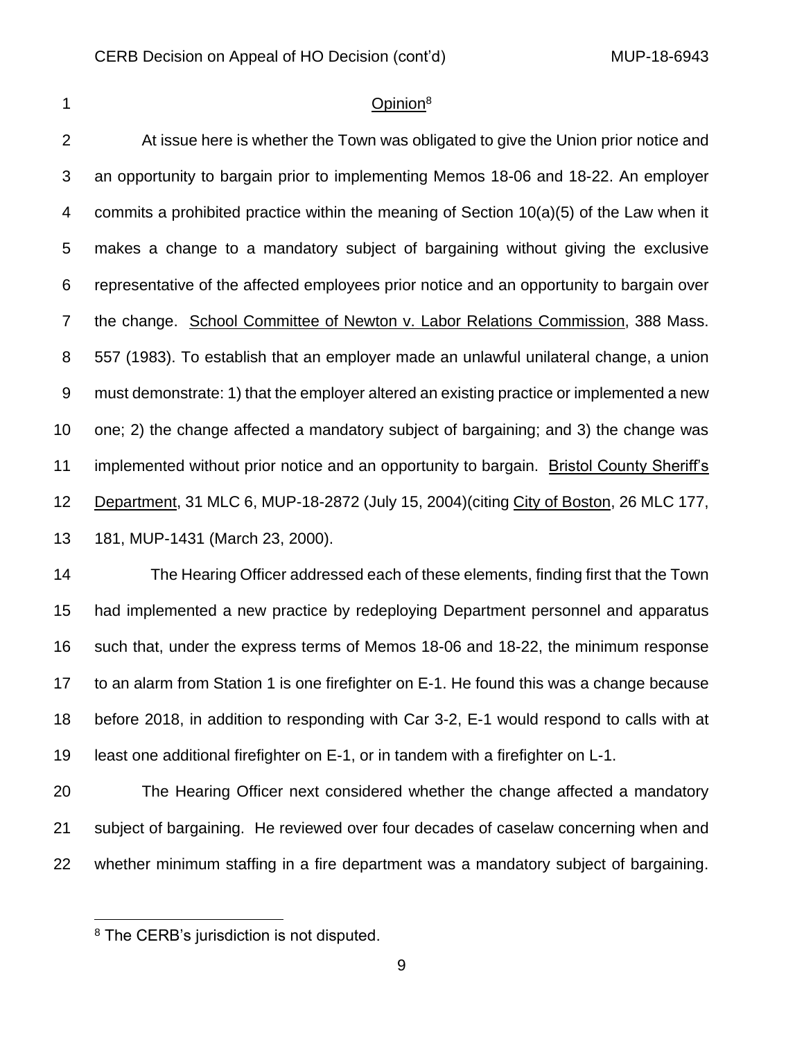## Opinion[8]

At issue here is whether the Town was obligated to give the Union prior notice and an opportunity to bargain prior to implementing Memos 18-06 and 18-22. An employer commits a prohibited practice within the meaning of Section 10(a)(5) of the Law when it makes a change to a mandatory subject of bargaining without giving the exclusive representative of the affected employees prior notice and an opportunity to bargain over the change. School Committee of Newton v. Labor Relations Commission, 388 Mass. 557 (1983). To establish that an employer made an unlawful unilateral change, a union must demonstrate: 1) that the employer altered an existing practice or implemented a new one; 2) the change affected a mandatory subject of bargaining; and 3) the change was implemented without prior notice and an opportunity to bargain. Bristol County Sheriff's Department, 31 MLC 6, MUP-18-2872 (July 15, 2004)(citing City of Boston, 26 MLC 177, 181, MUP-1431 (March 23, 2000).

The Hearing Officer addressed each of these elements, finding first that the Town had implemented a new practice by redeploying Department personnel and apparatus such that, under the express terms of Memos 18-06 and 18-22, the minimum response to an alarm from Station 1 is one firefighter on E-1. He found this was a change because before 2018, in addition to responding with Car 3-2, E-1 would respond to calls with at least one additional firefighter on E-1, or in tandem with a firefighter on L-1.

The Hearing Officer next considered whether the change affected a mandatory subject of bargaining. He reviewed over four decades of caselaw concerning when and whether minimum staffing in a fire department was a mandatory subject of bargaining.

[8] The CERB's jurisdiction is not disputed.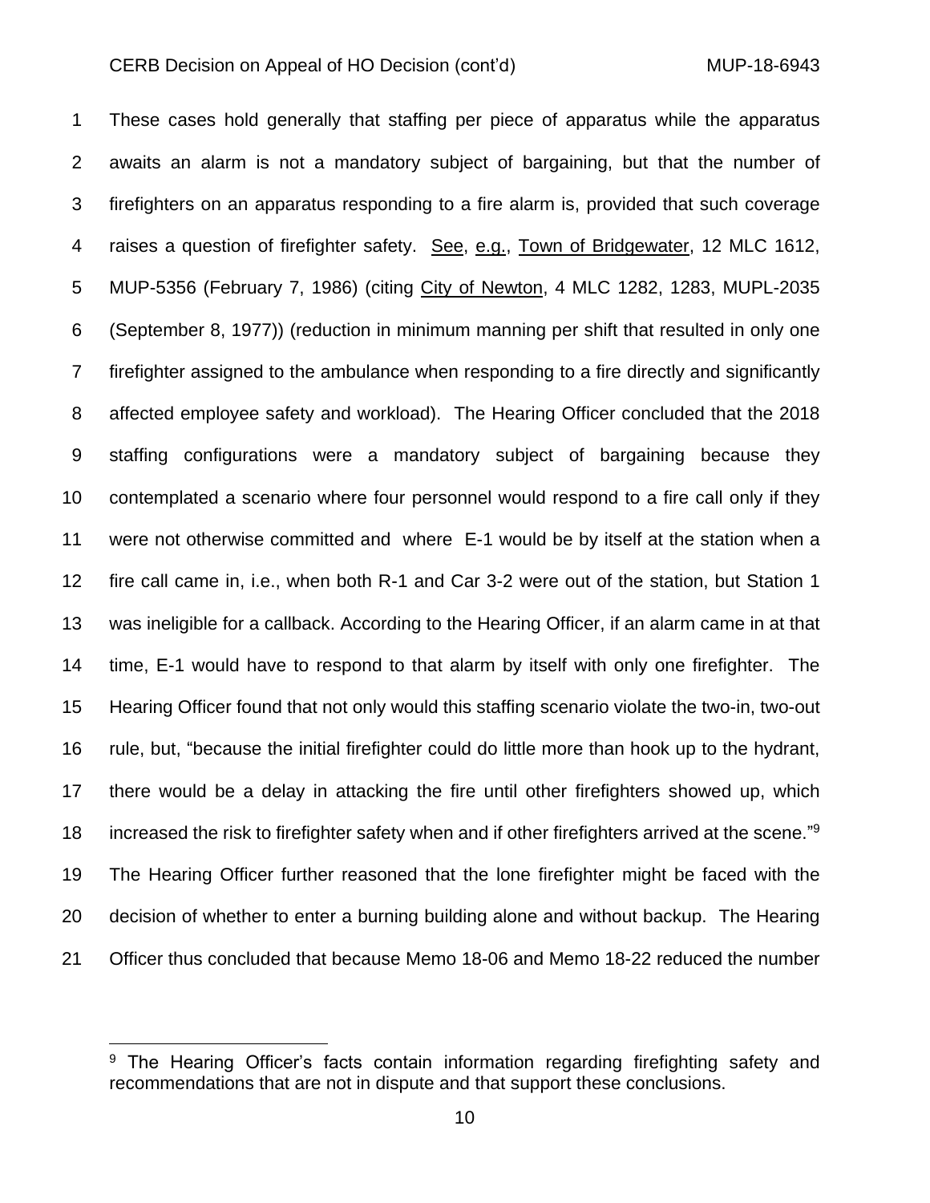These cases hold generally that staffing per piece of apparatus while the apparatus awaits an alarm is not a mandatory subject of bargaining, but that the number of firefighters on an apparatus responding to a fire alarm is, provided that such coverage raises a question of firefighter safety. See, e.g., Town of Bridgewater, 12 MLC 1612, MUP-5356 (February 7, 1986) (citing City of Newton, 4 MLC 1282, 1283, MUPL-2035 (September 8, 1977)) (reduction in minimum manning per shift that resulted in only one firefighter assigned to the ambulance when responding to a fire directly and significantly affected employee safety and workload). The Hearing Officer concluded that the 2018 staffing configurations were a mandatory subject of bargaining because they contemplated a scenario where four personnel would respond to a fire call only if they were not otherwise committed and where E-1 would be by itself at the station when a fire call came in, i.e., when both R-1 and Car 3-2 were out of the station, but Station 1 was ineligible for a callback. According to the Hearing Officer, if an alarm came in at that time, E-1 would have to respond to that alarm by itself with only one firefighter. The Hearing Officer found that not only would this staffing scenario violate the two-in, two-out rule, but, "because the initial firefighter could do little more than hook up to the hydrant, there would be a delay in attacking the fire until other firefighters showed up, which increased the risk to firefighter safety when and if other firefighters arrived at the scene."[9] The Hearing Officer further reasoned that the lone firefighter might be faced with the decision of whether to enter a burning building alone and without backup. The Hearing Officer thus concluded that because Memo 18-06 and Memo 18-22 reduced the number

[9] The Hearing Officer's facts contain information regarding firefighting safety and recommendations that are not in dispute and that support these conclusions.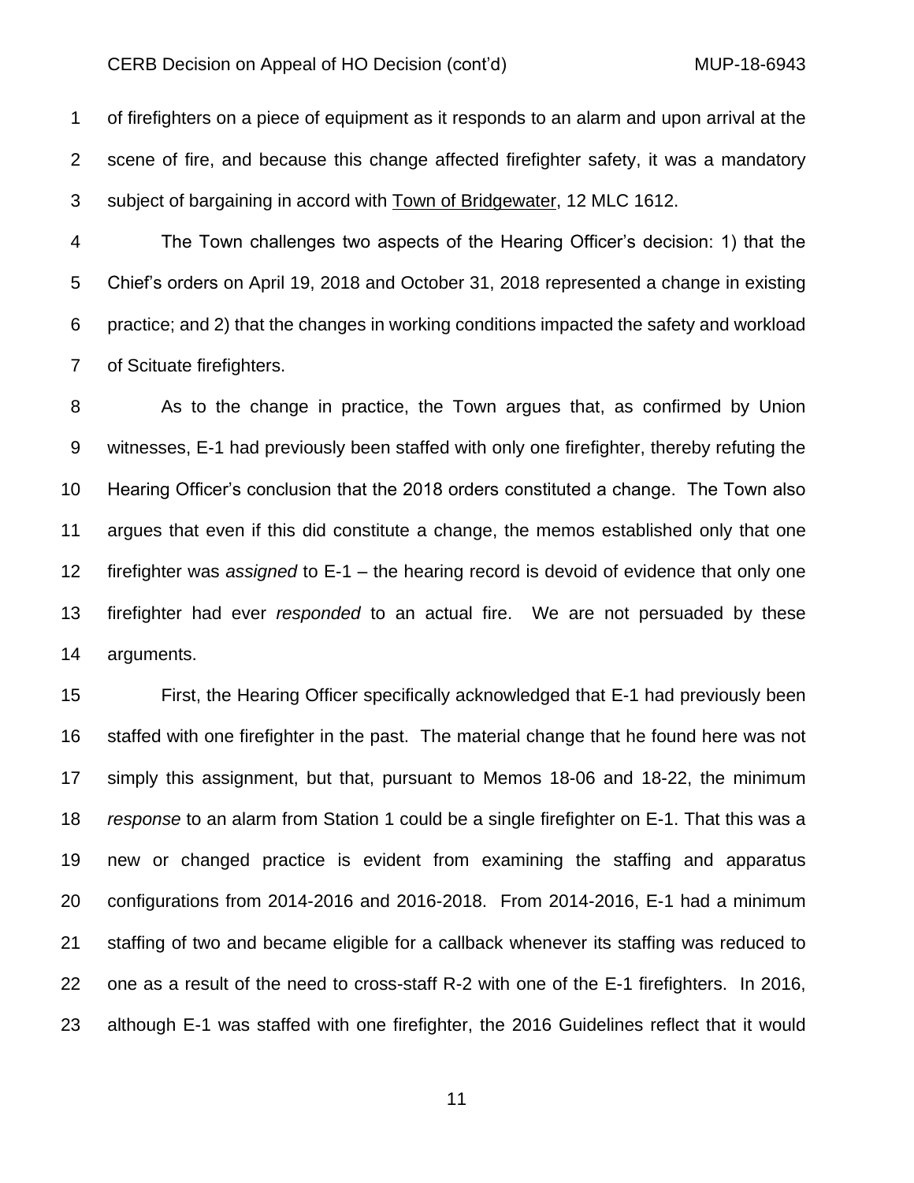of firefighters on a piece of equipment as it responds to an alarm and upon arrival at the scene of fire, and because this change affected firefighter safety, it was a mandatory subject of bargaining in accord with Town of Bridgewater, 12 MLC 1612.

The Town challenges two aspects of the Hearing Officer's decision: 1) that the Chief's orders on April 19, 2018 and October 31, 2018 represented a change in existing practice; and 2) that the changes in working conditions impacted the safety and workload of Scituate firefighters.

As to the change in practice, the Town argues that, as confirmed by Union witnesses, E-1 had previously been staffed with only one firefighter, thereby refuting the Hearing Officer's conclusion that the 2018 orders constituted a change. The Town also argues that even if this did constitute a change, the memos established only that one firefighter was *assigned* to E-1 – the hearing record is devoid of evidence that only one firefighter had ever *responded* to an actual fire. We are not persuaded by these arguments.

First, the Hearing Officer specifically acknowledged that E-1 had previously been staffed with one firefighter in the past. The material change that he found here was not simply this assignment, but that, pursuant to Memos 18-06 and 18-22, the minimum *response* to an alarm from Station 1 could be a single firefighter on E-1. That this was a new or changed practice is evident from examining the staffing and apparatus configurations from 2014-2016 and 2016-2018. From 2014-2016, E-1 had a minimum staffing of two and became eligible for a callback whenever its staffing was reduced to one as a result of the need to cross-staff R-2 with one of the E-1 firefighters. In 2016, although E-1 was staffed with one firefighter, the 2016 Guidelines reflect that it would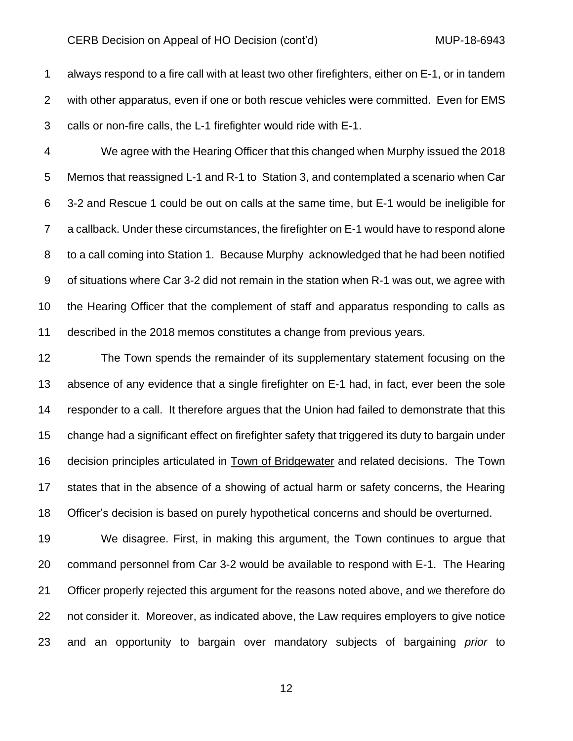always respond to a fire call with at least two other firefighters, either on E-1, or in tandem with other apparatus, even if one or both rescue vehicles were committed. Even for EMS calls or non-fire calls, the L-1 firefighter would ride with E-1.

We agree with the Hearing Officer that this changed when Murphy issued the 2018 Memos that reassigned L-1 and R-1 to Station 3, and contemplated a scenario when Car 3-2 and Rescue 1 could be out on calls at the same time, but E-1 would be ineligible for a callback. Under these circumstances, the firefighter on E-1 would have to respond alone to a call coming into Station 1. Because Murphy acknowledged that he had been notified of situations where Car 3-2 did not remain in the station when R-1 was out, we agree with the Hearing Officer that the complement of staff and apparatus responding to calls as described in the 2018 memos constitutes a change from previous years.

The Town spends the remainder of its supplementary statement focusing on the absence of any evidence that a single firefighter on E-1 had, in fact, ever been the sole responder to a call. It therefore argues that the Union had failed to demonstrate that this change had a significant effect on firefighter safety that triggered its duty to bargain under decision principles articulated in <u>Town of Bridgewater</u> and related decisions. The Town states that in the absence of a showing of actual harm or safety concerns, the Hearing Officer's decision is based on purely hypothetical concerns and should be overturned.

We disagree. First, in making this argument, the Town continues to argue that command personnel from Car 3-2 would be available to respond with E-1. The Hearing Officer properly rejected this argument for the reasons noted above, and we therefore do not consider it. Moreover, as indicated above, the Law requires employers to give notice and an opportunity to bargain over mandatory subjects of bargaining *prior* to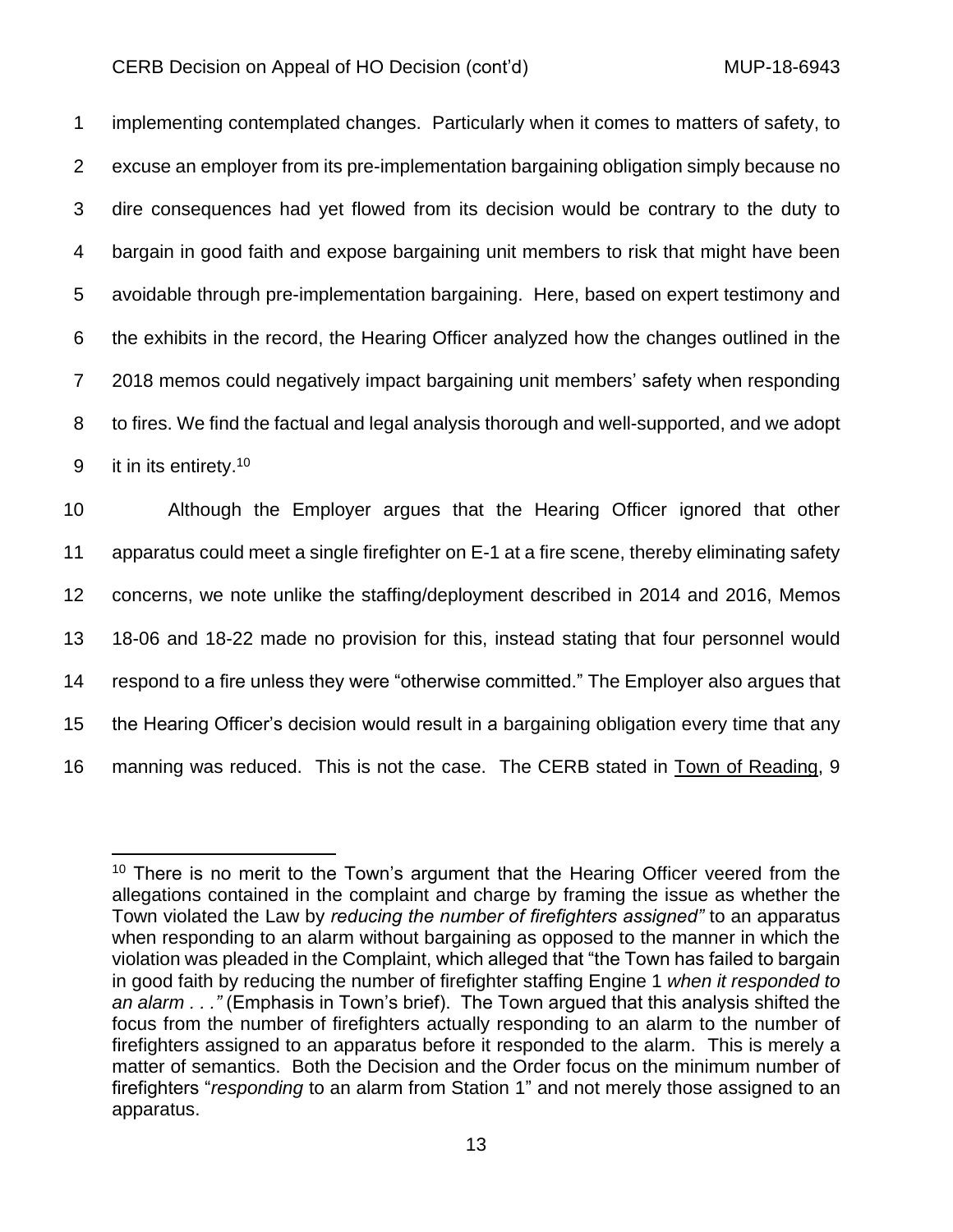implementing contemplated changes. Particularly when it comes to matters of safety, to excuse an employer from its pre-implementation bargaining obligation simply because no dire consequences had yet flowed from its decision would be contrary to the duty to bargain in good faith and expose bargaining unit members to risk that might have been avoidable through pre-implementation bargaining. Here, based on expert testimony and the exhibits in the record, the Hearing Officer analyzed how the changes outlined in the 2018 memos could negatively impact bargaining unit members' safety when responding to fires. We find the factual and legal analysis thorough and well-supported, and we adopt it in its entirety.[10]

Although the Employer argues that the Hearing Officer ignored that other apparatus could meet a single firefighter on E-1 at a fire scene, thereby eliminating safety concerns, we note unlike the staffing/deployment described in 2014 and 2016, Memos 18-06 and 18-22 made no provision for this, instead stating that four personnel would respond to a fire unless they were "otherwise committed." The Employer also argues that the Hearing Officer's decision would result in a bargaining obligation every time that any manning was reduced. This is not the case. The CERB stated in Town of Reading, 9

---

[10] There is no merit to the Town's argument that the Hearing Officer veered from the allegations contained in the complaint and charge by framing the issue as whether the Town violated the Law by *reducing the number of firefighters assigned"* to an apparatus when responding to an alarm without bargaining as opposed to the manner in which the violation was pleaded in the Complaint, which alleged that "the Town has failed to bargain in good faith by reducing the number of firefighter staffing Engine 1 *when it responded to an alarm . . ."* (Emphasis in Town's brief). The Town argued that this analysis shifted the focus from the number of firefighters actually responding to an alarm to the number of firefighters assigned to an apparatus before it responded to the alarm. This is merely a matter of semantics. Both the Decision and the Order focus on the minimum number of firefighters "*responding* to an alarm from Station 1" and not merely those assigned to an apparatus.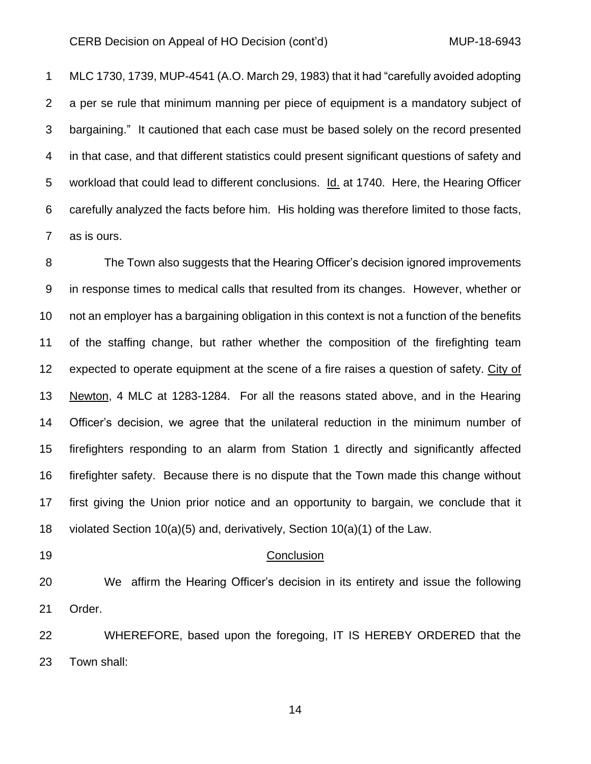MLC 1730, 1739, MUP-4541 (A.O. March 29, 1983) that it had "carefully avoided adopting a per se rule that minimum manning per piece of equipment is a mandatory subject of bargaining." It cautioned that each case must be based solely on the record presented in that case, and that different statistics could present significant questions of safety and workload that could lead to different conclusions. Id. at 1740. Here, the Hearing Officer carefully analyzed the facts before him. His holding was therefore limited to those facts, as is ours.

The Town also suggests that the Hearing Officer's decision ignored improvements in response times to medical calls that resulted from its changes. However, whether or not an employer has a bargaining obligation in this context is not a function of the benefits of the staffing change, but rather whether the composition of the firefighting team expected to operate equipment at the scene of a fire raises a question of safety. City of Newton, 4 MLC at 1283-1284. For all the reasons stated above, and in the Hearing Officer's decision, we agree that the unilateral reduction in the minimum number of firefighters responding to an alarm from Station 1 directly and significantly affected firefighter safety. Because there is no dispute that the Town made this change without first giving the Union prior notice and an opportunity to bargain, we conclude that it violated Section 10(a)(5) and, derivatively, Section 10(a)(1) of the Law.

## Conclusion

We affirm the Hearing Officer's decision in its entirety and issue the following Order.

WHEREFORE, based upon the foregoing, IT IS HEREBY ORDERED that the Town shall: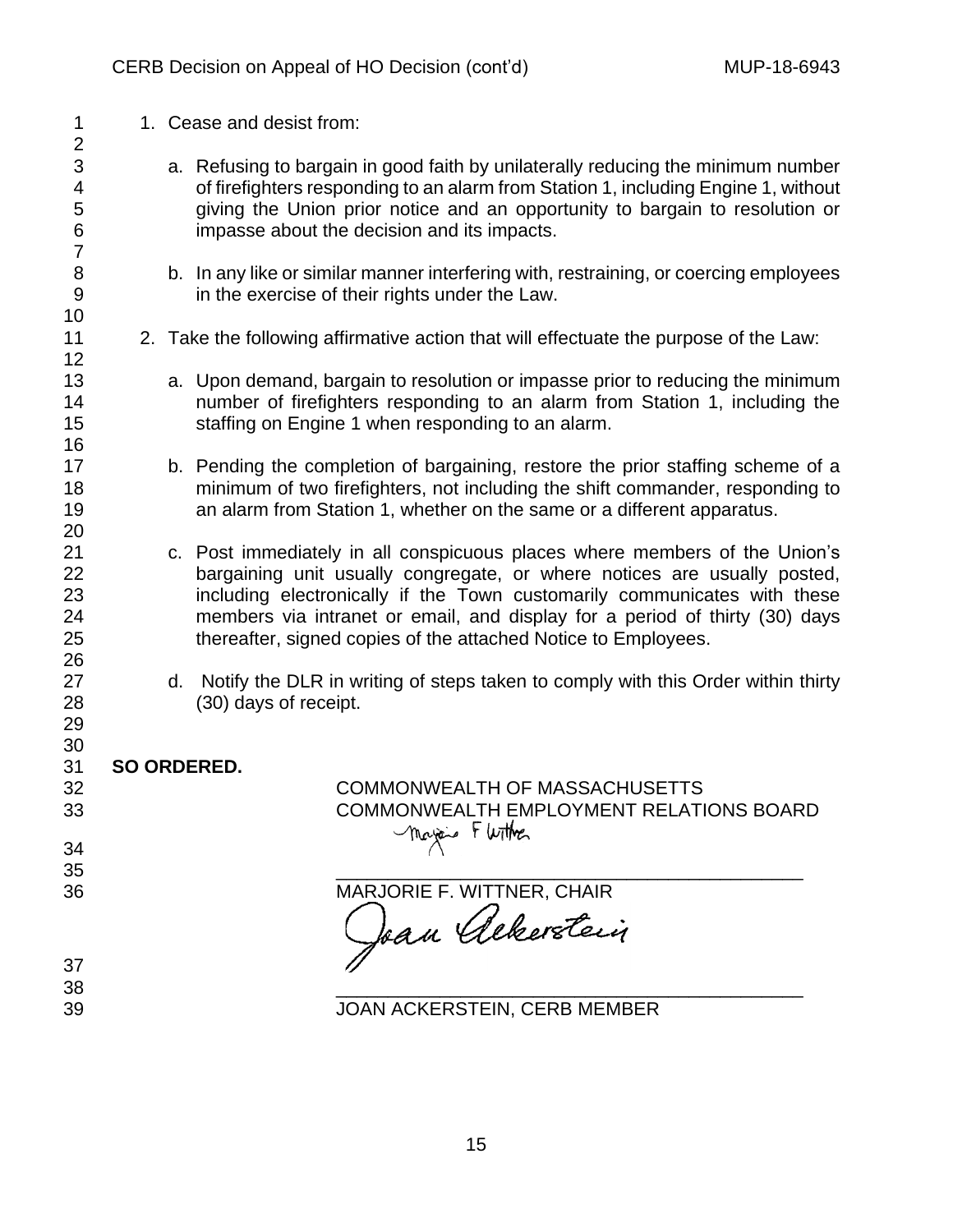1. Cease and desist from:

   a. Refusing to bargain in good faith by unilaterally reducing the minimum number of firefighters responding to an alarm from Station 1, including Engine 1, without giving the Union prior notice and an opportunity to bargain to resolution or impasse about the decision and its impacts.

   b. In any like or similar manner interfering with, restraining, or coercing employees in the exercise of their rights under the Law.

2. Take the following affirmative action that will effectuate the purpose of the Law:

   a. Upon demand, bargain to resolution or impasse prior to reducing the minimum number of firefighters responding to an alarm from Station 1, including the staffing on Engine 1 when responding to an alarm.

   b. Pending the completion of bargaining, restore the prior staffing scheme of a minimum of two firefighters, not including the shift commander, responding to an alarm from Station 1, whether on the same or a different apparatus.

   c. Post immediately in all conspicuous places where members of the Union's bargaining unit usually congregate, or where notices are usually posted, including electronically if the Town customarily communicates with these members via intranet or email, and display for a period of thirty (30) days thereafter, signed copies of the attached Notice to Employees.

   d. Notify the DLR in writing of steps taken to comply with this Order within thirty (30) days of receipt.

**SO ORDERED.**

COMMONWEALTH OF MASSACHUSETTS
COMMONWEALTH EMPLOYMENT RELATIONS BOARD

Marjorie F. Wittner

\_\_\_\_\_\_\_\_\_\_\_\_\_\_\_\_\_\_\_\_\_\_\_\_\_\_\_\_\_\_\_\_\_\_\_\_\_\_\_\_\_\_
MARJORIE F. WITTNER, CHAIR

Joan Ackerstein

\_\_\_\_\_\_\_\_\_\_\_\_\_\_\_\_\_\_\_\_\_\_\_\_\_\_\_\_\_\_\_\_\_\_\_\_\_\_\_\_\_\_
JOAN ACKERSTEIN, CERB MEMBER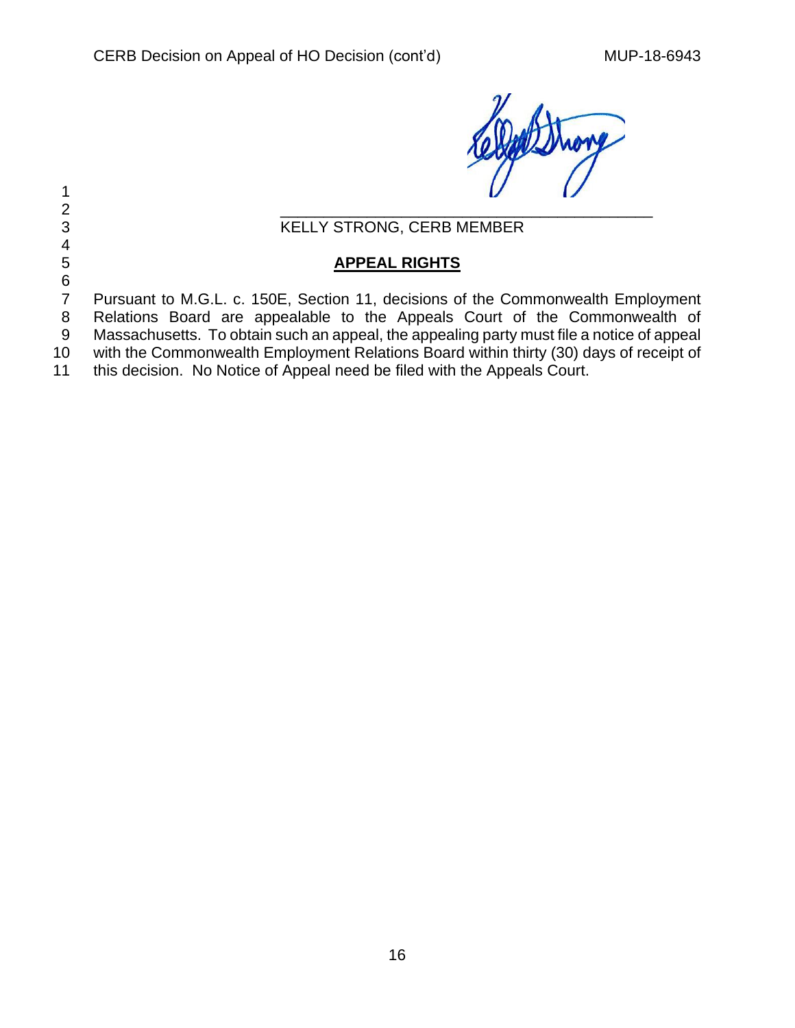\_\_\_\_\_\_\_\_\_\_\_\_\_\_\_\_\_\_\_\_\_\_\_\_\_\_\_\_\_\_\_\_\_\_\_\_\_\_\_\_\_\_

KELLY STRONG, CERB MEMBER

## APPEAL RIGHTS

Pursuant to M.G.L. c. 150E, Section 11, decisions of the Commonwealth Employment Relations Board are appealable to the Appeals Court of the Commonwealth of Massachusetts. To obtain such an appeal, the appealing party must file a notice of appeal with the Commonwealth Employment Relations Board within thirty (30) days of receipt of this decision. No Notice of Appeal need be filed with the Appeals Court.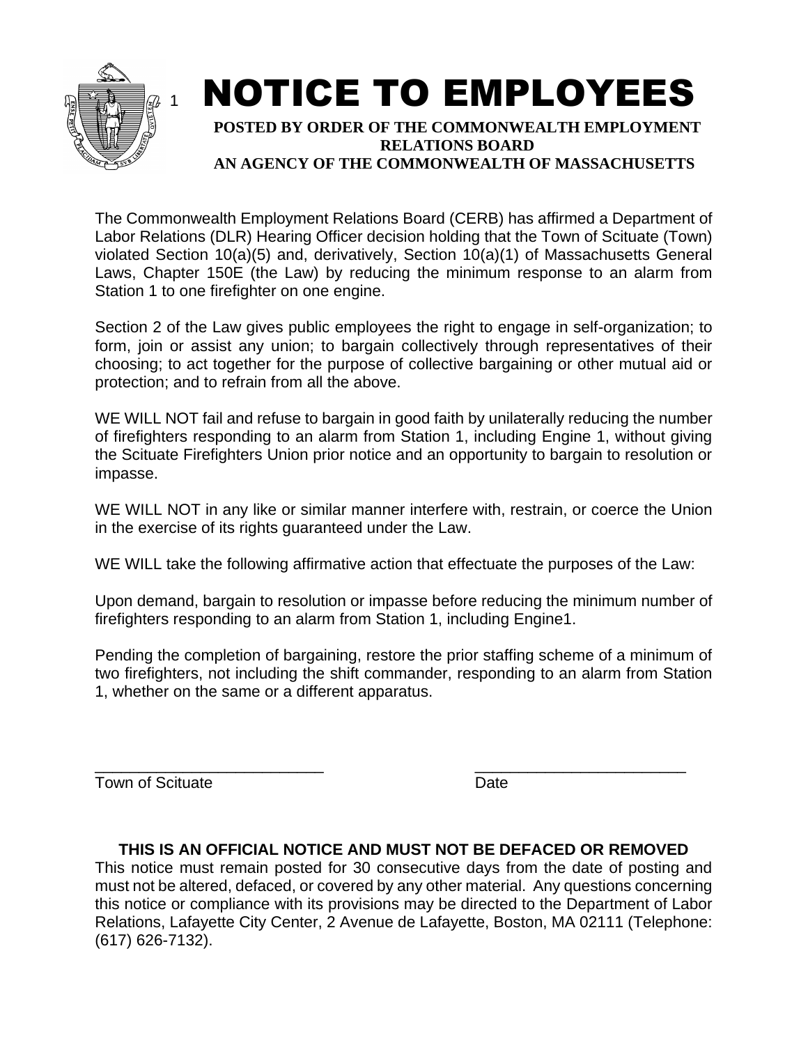# NOTICE TO EMPLOYEES

**POSTED BY ORDER OF THE COMMONWEALTH EMPLOYMENT RELATIONS BOARD**
**AN AGENCY OF THE COMMONWEALTH OF MASSACHUSETTS**

The Commonwealth Employment Relations Board (CERB) has affirmed a Department of Labor Relations (DLR) Hearing Officer decision holding that the Town of Scituate (Town) violated Section 10(a)(5) and, derivatively, Section 10(a)(1) of Massachusetts General Laws, Chapter 150E (the Law) by reducing the minimum response to an alarm from Station 1 to one firefighter on one engine.

Section 2 of the Law gives public employees the right to engage in self-organization; to form, join or assist any union; to bargain collectively through representatives of their choosing; to act together for the purpose of collective bargaining or other mutual aid or protection; and to refrain from all the above.

WE WILL NOT fail and refuse to bargain in good faith by unilaterally reducing the number of firefighters responding to an alarm from Station 1, including Engine 1, without giving the Scituate Firefighters Union prior notice and an opportunity to bargain to resolution or impasse.

WE WILL NOT in any like or similar manner interfere with, restrain, or coerce the Union in the exercise of its rights guaranteed under the Law.

WE WILL take the following affirmative action that effectuate the purposes of the Law:

Upon demand, bargain to resolution or impasse before reducing the minimum number of firefighters responding to an alarm from Station 1, including Engine1.

Pending the completion of bargaining, restore the prior staffing scheme of a minimum of two firefighters, not including the shift commander, responding to an alarm from Station 1, whether on the same or a different apparatus.

\_\_\_\_\_\_\_\_\_\_\_\_\_\_\_\_\_\_\_\_\_\_\_\_\_\_ \_\_\_\_\_\_\_\_\_\_\_\_\_\_\_\_\_\_\_\_\_\_\_\_\_\_
Town of Scituate Date

**THIS IS AN OFFICIAL NOTICE AND MUST NOT BE DEFACED OR REMOVED**

This notice must remain posted for 30 consecutive days from the date of posting and must not be altered, defaced, or covered by any other material. Any questions concerning this notice or compliance with its provisions may be directed to the Department of Labor Relations, Lafayette City Center, 2 Avenue de Lafayette, Boston, MA 02111 (Telephone: (617) 626-7132).